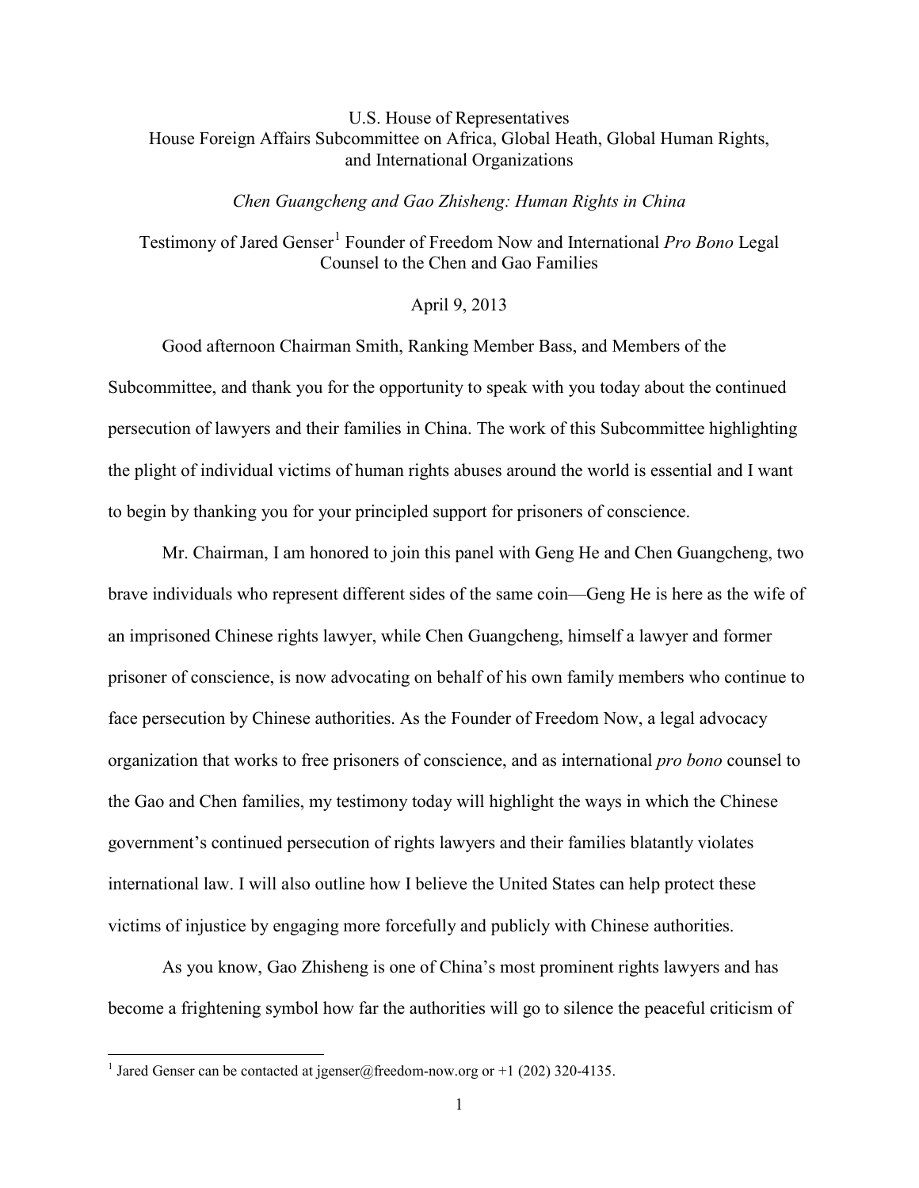U.S. House of Representatives
House Foreign Affairs Subcommittee on Africa, Global Heath, Global Human Rights, and International Organizations

*Chen Guangcheng and Gao Zhisheng: Human Rights in China*

Testimony of Jared Genser[1] Founder of Freedom Now and International *Pro Bono* Legal Counsel to the Chen and Gao Families

April 9, 2013

Good afternoon Chairman Smith, Ranking Member Bass, and Members of the Subcommittee, and thank you for the opportunity to speak with you today about the continued persecution of lawyers and their families in China. The work of this Subcommittee highlighting the plight of individual victims of human rights abuses around the world is essential and I want to begin by thanking you for your principled support for prisoners of conscience.

Mr. Chairman, I am honored to join this panel with Geng He and Chen Guangcheng, two brave individuals who represent different sides of the same coin—Geng He is here as the wife of an imprisoned Chinese rights lawyer, while Chen Guangcheng, himself a lawyer and former prisoner of conscience, is now advocating on behalf of his own family members who continue to face persecution by Chinese authorities. As the Founder of Freedom Now, a legal advocacy organization that works to free prisoners of conscience, and as international *pro bono* counsel to the Gao and Chen families, my testimony today will highlight the ways in which the Chinese government's continued persecution of rights lawyers and their families blatantly violates international law. I will also outline how I believe the United States can help protect these victims of injustice by engaging more forcefully and publicly with Chinese authorities.

As you know, Gao Zhisheng is one of China's most prominent rights lawyers and has become a frightening symbol how far the authorities will go to silence the peaceful criticism of

---

[1] Jared Genser can be contacted at jgenser@freedom-now.org or +1 (202) 320-4135.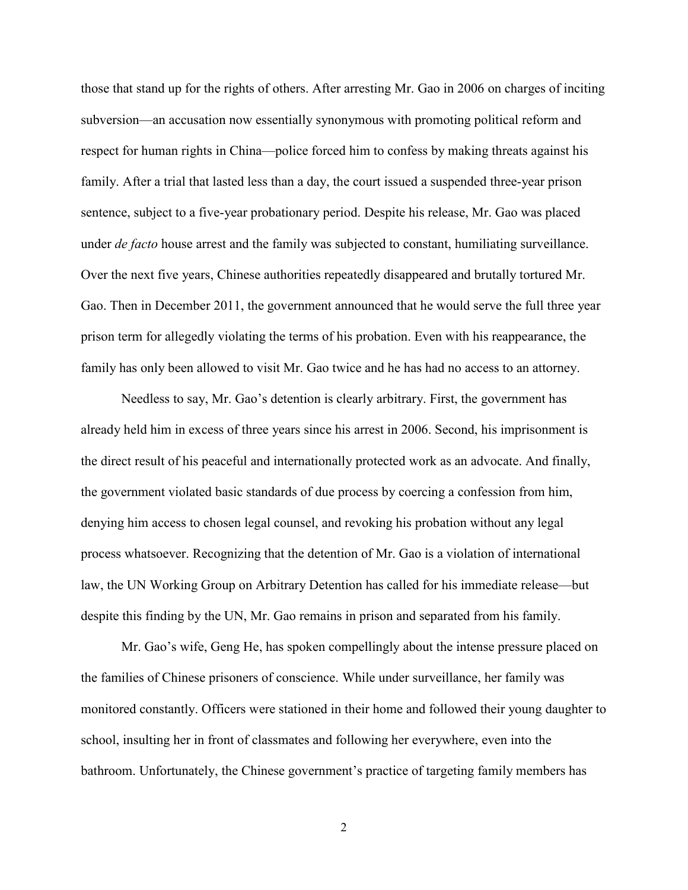those that stand up for the rights of others. After arresting Mr. Gao in 2006 on charges of inciting subversion—an accusation now essentially synonymous with promoting political reform and respect for human rights in China—police forced him to confess by making threats against his family. After a trial that lasted less than a day, the court issued a suspended three-year prison sentence, subject to a five-year probationary period. Despite his release, Mr. Gao was placed under *de facto* house arrest and the family was subjected to constant, humiliating surveillance. Over the next five years, Chinese authorities repeatedly disappeared and brutally tortured Mr. Gao. Then in December 2011, the government announced that he would serve the full three year prison term for allegedly violating the terms of his probation. Even with his reappearance, the family has only been allowed to visit Mr. Gao twice and he has had no access to an attorney.

Needless to say, Mr. Gao's detention is clearly arbitrary. First, the government has already held him in excess of three years since his arrest in 2006. Second, his imprisonment is the direct result of his peaceful and internationally protected work as an advocate. And finally, the government violated basic standards of due process by coercing a confession from him, denying him access to chosen legal counsel, and revoking his probation without any legal process whatsoever. Recognizing that the detention of Mr. Gao is a violation of international law, the UN Working Group on Arbitrary Detention has called for his immediate release—but despite this finding by the UN, Mr. Gao remains in prison and separated from his family.

Mr. Gao's wife, Geng He, has spoken compellingly about the intense pressure placed on the families of Chinese prisoners of conscience. While under surveillance, her family was monitored constantly. Officers were stationed in their home and followed their young daughter to school, insulting her in front of classmates and following her everywhere, even into the bathroom. Unfortunately, the Chinese government's practice of targeting family members has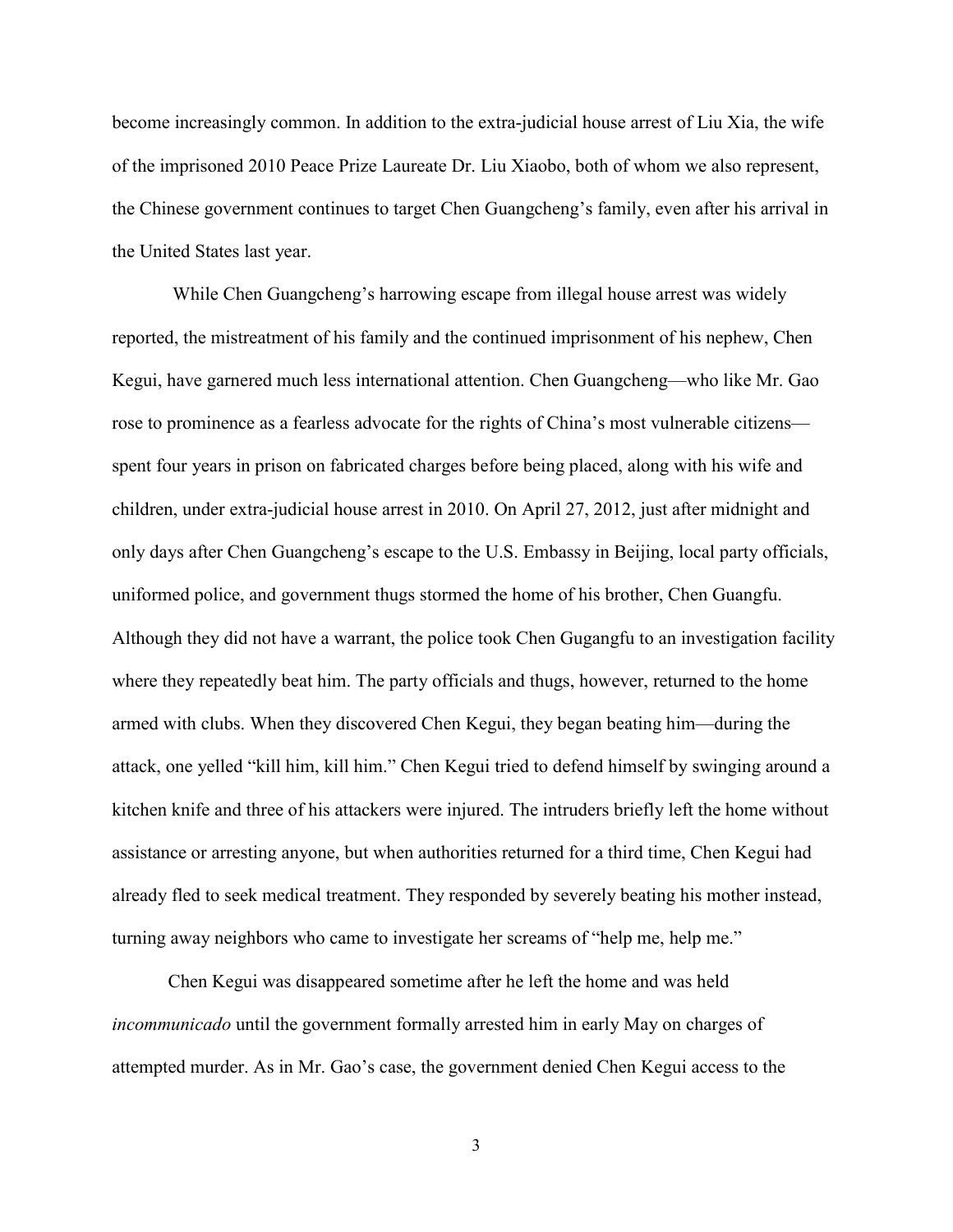become increasingly common. In addition to the extra-judicial house arrest of Liu Xia, the wife of the imprisoned 2010 Peace Prize Laureate Dr. Liu Xiaobo, both of whom we also represent, the Chinese government continues to target Chen Guangcheng's family, even after his arrival in the United States last year.

While Chen Guangcheng's harrowing escape from illegal house arrest was widely reported, the mistreatment of his family and the continued imprisonment of his nephew, Chen Kegui, have garnered much less international attention. Chen Guangcheng—who like Mr. Gao rose to prominence as a fearless advocate for the rights of China's most vulnerable citizens—spent four years in prison on fabricated charges before being placed, along with his wife and children, under extra-judicial house arrest in 2010. On April 27, 2012, just after midnight and only days after Chen Guangcheng's escape to the U.S. Embassy in Beijing, local party officials, uniformed police, and government thugs stormed the home of his brother, Chen Guangfu. Although they did not have a warrant, the police took Chen Gugangfu to an investigation facility where they repeatedly beat him. The party officials and thugs, however, returned to the home armed with clubs. When they discovered Chen Kegui, they began beating him—during the attack, one yelled "kill him, kill him." Chen Kegui tried to defend himself by swinging around a kitchen knife and three of his attackers were injured. The intruders briefly left the home without assistance or arresting anyone, but when authorities returned for a third time, Chen Kegui had already fled to seek medical treatment. They responded by severely beating his mother instead, turning away neighbors who came to investigate her screams of "help me, help me."

Chen Kegui was disappeared sometime after he left the home and was held *incommunicado* until the government formally arrested him in early May on charges of attempted murder. As in Mr. Gao's case, the government denied Chen Kegui access to the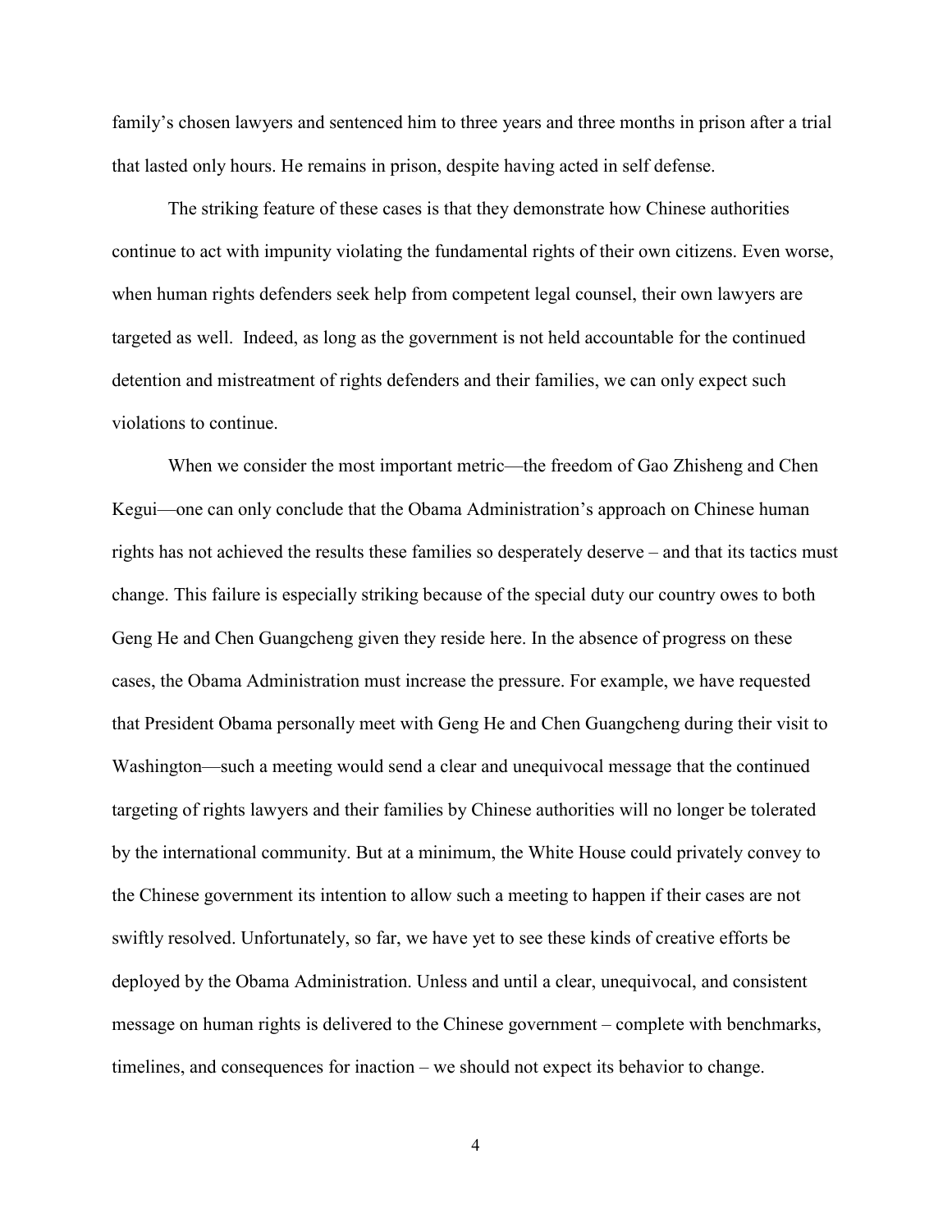family's chosen lawyers and sentenced him to three years and three months in prison after a trial that lasted only hours. He remains in prison, despite having acted in self defense.

The striking feature of these cases is that they demonstrate how Chinese authorities continue to act with impunity violating the fundamental rights of their own citizens. Even worse, when human rights defenders seek help from competent legal counsel, their own lawyers are targeted as well. Indeed, as long as the government is not held accountable for the continued detention and mistreatment of rights defenders and their families, we can only expect such violations to continue.

When we consider the most important metric—the freedom of Gao Zhisheng and Chen Kegui—one can only conclude that the Obama Administration's approach on Chinese human rights has not achieved the results these families so desperately deserve – and that its tactics must change. This failure is especially striking because of the special duty our country owes to both Geng He and Chen Guangcheng given they reside here. In the absence of progress on these cases, the Obama Administration must increase the pressure. For example, we have requested that President Obama personally meet with Geng He and Chen Guangcheng during their visit to Washington—such a meeting would send a clear and unequivocal message that the continued targeting of rights lawyers and their families by Chinese authorities will no longer be tolerated by the international community. But at a minimum, the White House could privately convey to the Chinese government its intention to allow such a meeting to happen if their cases are not swiftly resolved. Unfortunately, so far, we have yet to see these kinds of creative efforts be deployed by the Obama Administration. Unless and until a clear, unequivocal, and consistent message on human rights is delivered to the Chinese government – complete with benchmarks, timelines, and consequences for inaction – we should not expect its behavior to change.